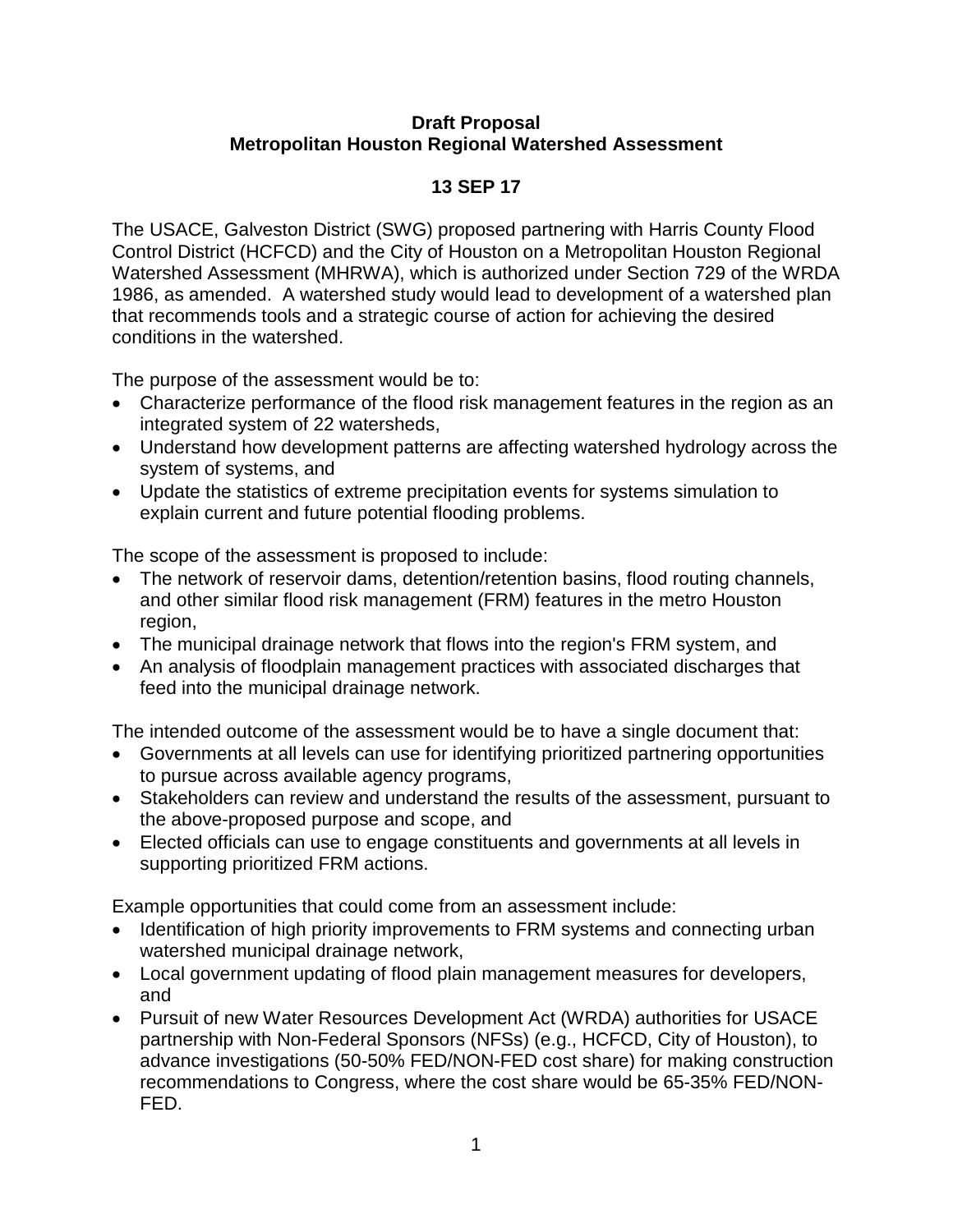**Draft Proposal**
**Metropolitan Houston Regional Watershed Assessment**

**13 SEP 17**

The USACE, Galveston District (SWG) proposed partnering with Harris County Flood Control District (HCFCD) and the City of Houston on a Metropolitan Houston Regional Watershed Assessment (MHRWA), which is authorized under Section 729 of the WRDA 1986, as amended. A watershed study would lead to development of a watershed plan that recommends tools and a strategic course of action for achieving the desired conditions in the watershed.

The purpose of the assessment would be to:

- Characterize performance of the flood risk management features in the region as an integrated system of 22 watersheds,
- Understand how development patterns are affecting watershed hydrology across the system of systems, and
- Update the statistics of extreme precipitation events for systems simulation to explain current and future potential flooding problems.

The scope of the assessment is proposed to include:

- The network of reservoir dams, detention/retention basins, flood routing channels, and other similar flood risk management (FRM) features in the metro Houston region,
- The municipal drainage network that flows into the region's FRM system, and
- An analysis of floodplain management practices with associated discharges that feed into the municipal drainage network.

The intended outcome of the assessment would be to have a single document that:

- Governments at all levels can use for identifying prioritized partnering opportunities to pursue across available agency programs,
- Stakeholders can review and understand the results of the assessment, pursuant to the above-proposed purpose and scope, and
- Elected officials can use to engage constituents and governments at all levels in supporting prioritized FRM actions.

Example opportunities that could come from an assessment include:

- Identification of high priority improvements to FRM systems and connecting urban watershed municipal drainage network,
- Local government updating of flood plain management measures for developers, and
- Pursuit of new Water Resources Development Act (WRDA) authorities for USACE partnership with Non-Federal Sponsors (NFSs) (e.g., HCFCD, City of Houston), to advance investigations (50-50% FED/NON-FED cost share) for making construction recommendations to Congress, where the cost share would be 65-35% FED/NON-FED.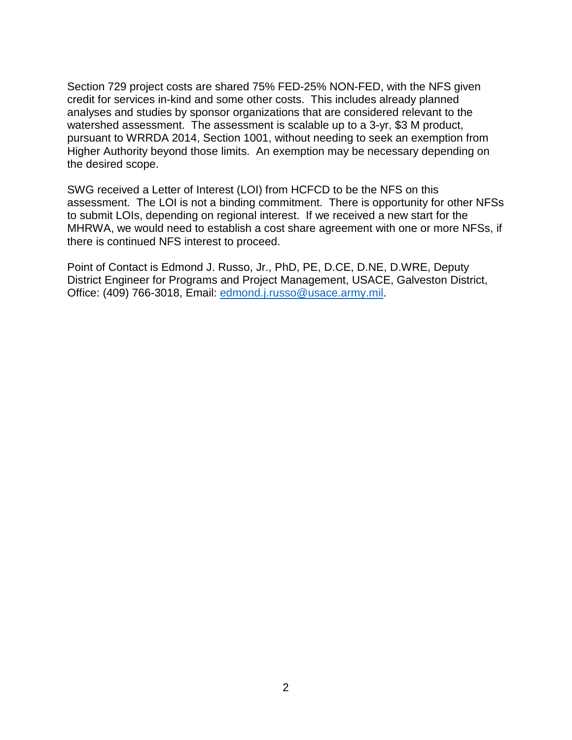Section 729 project costs are shared 75% FED-25% NON-FED, with the NFS given credit for services in-kind and some other costs. This includes already planned analyses and studies by sponsor organizations that are considered relevant to the watershed assessment. The assessment is scalable up to a 3-yr, $3 M product, pursuant to WRRDA 2014, Section 1001, without needing to seek an exemption from Higher Authority beyond those limits. An exemption may be necessary depending on the desired scope.

SWG received a Letter of Interest (LOI) from HCFCD to be the NFS on this assessment. The LOI is not a binding commitment. There is opportunity for other NFSs to submit LOIs, depending on regional interest. If we received a new start for the MHRWA, we would need to establish a cost share agreement with one or more NFSs, if there is continued NFS interest to proceed.

Point of Contact is Edmond J. Russo, Jr., PhD, PE, D.CE, D.NE, D.WRE, Deputy District Engineer for Programs and Project Management, USACE, Galveston District, Office: (409) 766-3018, Email: edmond.j.russo@usace.army.mil.